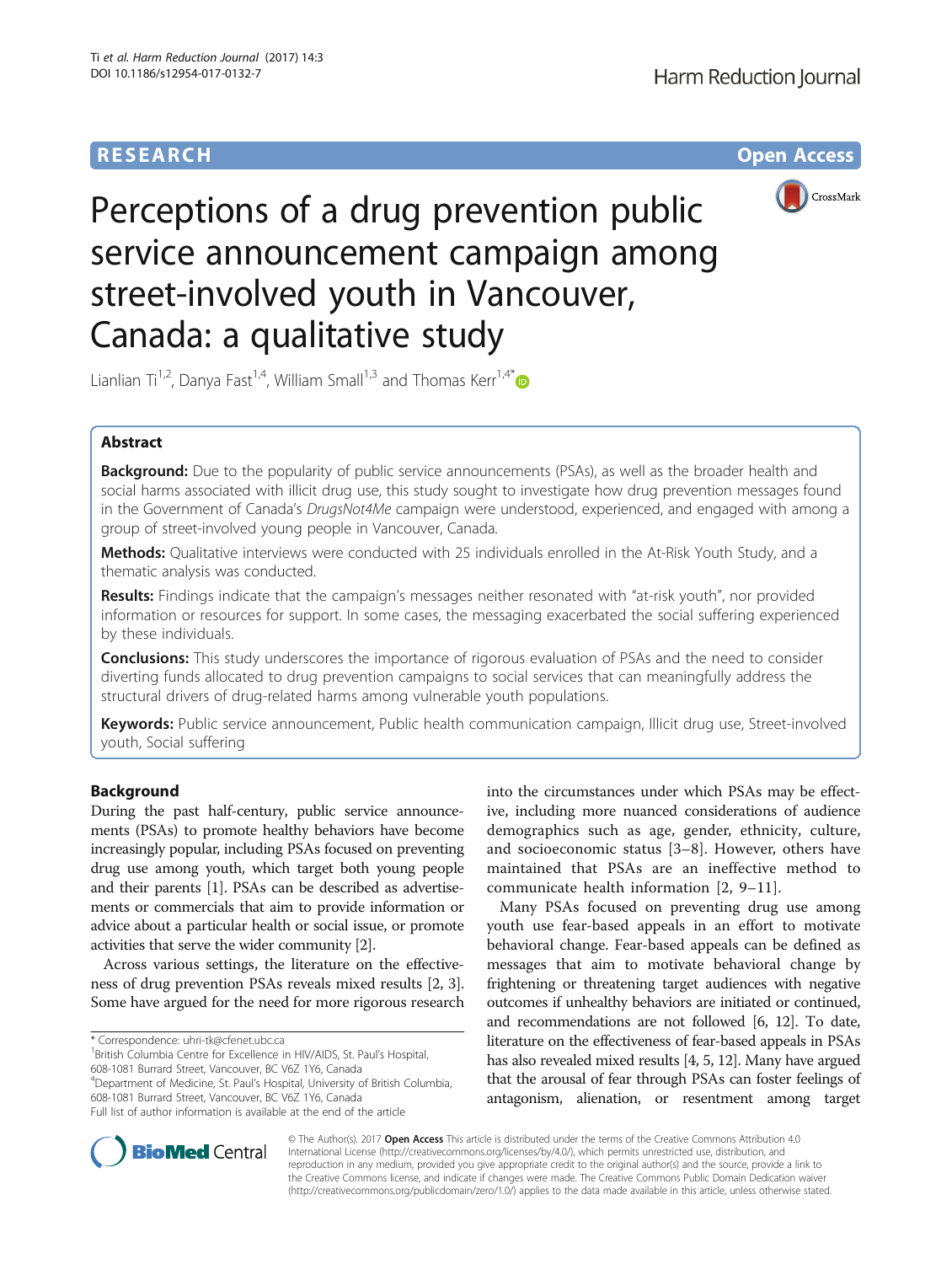RESEARCH Open Access

# Perceptions of a drug prevention public service announcement campaign among street-involved youth in Vancouver, Canada: a qualitative study

Lianlian Ti[1,2], Danya Fast[1,4], William Small[1,3] and Thomas Kerr[1,4*]

## Abstract

**Background:** Due to the popularity of public service announcements (PSAs), as well as the broader health and social harms associated with illicit drug use, this study sought to investigate how drug prevention messages found in the Government of Canada's *DrugsNot4Me* campaign were understood, experienced, and engaged with among a group of street-involved young people in Vancouver, Canada.

**Methods:** Qualitative interviews were conducted with 25 individuals enrolled in the At-Risk Youth Study, and a thematic analysis was conducted.

**Results:** Findings indicate that the campaign's messages neither resonated with "at-risk youth", nor provided information or resources for support. In some cases, the messaging exacerbated the social suffering experienced by these individuals.

**Conclusions:** This study underscores the importance of rigorous evaluation of PSAs and the need to consider diverting funds allocated to drug prevention campaigns to social services that can meaningfully address the structural drivers of drug-related harms among vulnerable youth populations.

**Keywords:** Public service announcement, Public health communication campaign, Illicit drug use, Street-involved youth, Social suffering

## Background

During the past half-century, public service announcements (PSAs) to promote healthy behaviors have become increasingly popular, including PSAs focused on preventing drug use among youth, which target both young people and their parents [1]. PSAs can be described as advertisements or commercials that aim to provide information or advice about a particular health or social issue, or promote activities that serve the wider community [2].

Across various settings, the literature on the effectiveness of drug prevention PSAs reveals mixed results [2, 3]. Some have argued for the need for more rigorous research into the circumstances under which PSAs may be effective, including more nuanced considerations of audience demographics such as age, gender, ethnicity, culture, and socioeconomic status [3–8]. However, others have maintained that PSAs are an ineffective method to communicate health information [2, 9–11].

Many PSAs focused on preventing drug use among youth use fear-based appeals in an effort to motivate behavioral change. Fear-based appeals can be defined as messages that aim to motivate behavioral change by frightening or threatening target audiences with negative outcomes if unhealthy behaviors are initiated or continued, and recommendations are not followed [6, 12]. To date, literature on the effectiveness of fear-based appeals in PSAs has also revealed mixed results [4, 5, 12]. Many have argued that the arousal of fear through PSAs can foster feelings of antagonism, alienation, or resentment among target

\* Correspondence: uhri-tk@cfenet.ubc.ca
[1]British Columbia Centre for Excellence in HIV/AIDS, St. Paul's Hospital, 608-1081 Burrard Street, Vancouver, BC V6Z 1Y6, Canada
[4]Department of Medicine, St. Paul's Hospital, University of British Columbia, 608-1081 Burrard Street, Vancouver, BC V6Z 1Y6, Canada
Full list of author information is available at the end of the article

© The Author(s). 2017 **Open Access** This article is distributed under the terms of the Creative Commons Attribution 4.0 International License (http://creativecommons.org/licenses/by/4.0/), which permits unrestricted use, distribution, and reproduction in any medium, provided you give appropriate credit to the original author(s) and the source, provide a link to the Creative Commons license, and indicate if changes were made. The Creative Commons Public Domain Dedication waiver (http://creativecommons.org/publicdomain/zero/1.0/) applies to the data made available in this article, unless otherwise stated.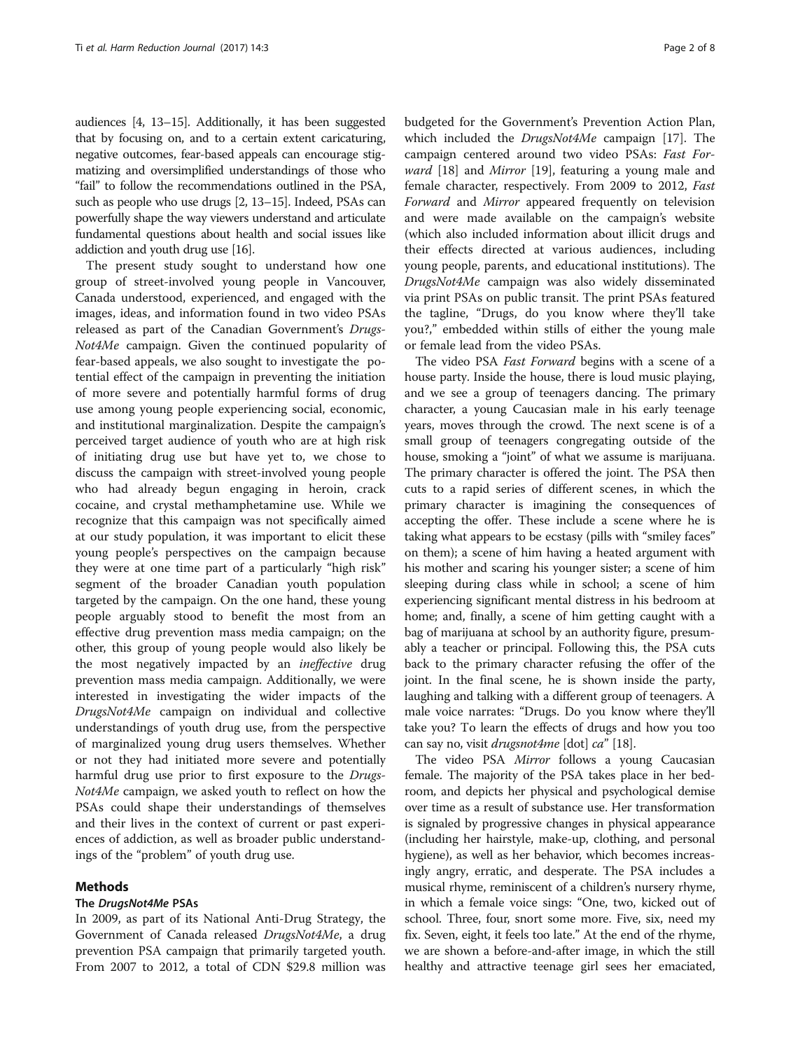audiences [4, 13–15]. Additionally, it has been suggested that by focusing on, and to a certain extent caricaturing, negative outcomes, fear-based appeals can encourage stigmatizing and oversimplified understandings of those who "fail" to follow the recommendations outlined in the PSA, such as people who use drugs [2, 13–15]. Indeed, PSAs can powerfully shape the way viewers understand and articulate fundamental questions about health and social issues like addiction and youth drug use [16].

The present study sought to understand how one group of street-involved young people in Vancouver, Canada understood, experienced, and engaged with the images, ideas, and information found in two video PSAs released as part of the Canadian Government's *DrugsNot4Me* campaign. Given the continued popularity of fear-based appeals, we also sought to investigate the potential effect of the campaign in preventing the initiation of more severe and potentially harmful forms of drug use among young people experiencing social, economic, and institutional marginalization. Despite the campaign's perceived target audience of youth who are at high risk of initiating drug use but have yet to, we chose to discuss the campaign with street-involved young people who had already begun engaging in heroin, crack cocaine, and crystal methamphetamine use. While we recognize that this campaign was not specifically aimed at our study population, it was important to elicit these young people's perspectives on the campaign because they were at one time part of a particularly "high risk" segment of the broader Canadian youth population targeted by the campaign. On the one hand, these young people arguably stood to benefit the most from an effective drug prevention mass media campaign; on the other, this group of young people would also likely be the most negatively impacted by an *ineffective* drug prevention mass media campaign. Additionally, we were interested in investigating the wider impacts of the *DrugsNot4Me* campaign on individual and collective understandings of youth drug use, from the perspective of marginalized young drug users themselves. Whether or not they had initiated more severe and potentially harmful drug use prior to first exposure to the *DrugsNot4Me* campaign, we asked youth to reflect on how the PSAs could shape their understandings of themselves and their lives in the context of current or past experiences of addiction, as well as broader public understandings of the "problem" of youth drug use.

## Methods

### The *DrugsNot4Me* PSAs

In 2009, as part of its National Anti-Drug Strategy, the Government of Canada released *DrugsNot4Me*, a drug prevention PSA campaign that primarily targeted youth. From 2007 to 2012, a total of CDN $29.8 million was budgeted for the Government's Prevention Action Plan, which included the *DrugsNot4Me* campaign [17]. The campaign centered around two video PSAs: *Fast Forward* [18] and *Mirror* [19], featuring a young male and female character, respectively. From 2009 to 2012, *Fast Forward* and *Mirror* appeared frequently on television and were made available on the campaign's website (which also included information about illicit drugs and their effects directed at various audiences, including young people, parents, and educational institutions). The *DrugsNot4Me* campaign was also widely disseminated via print PSAs on public transit. The print PSAs featured the tagline, "Drugs, do you know where they'll take you?," embedded within stills of either the young male or female lead from the video PSAs.

The video PSA *Fast Forward* begins with a scene of a house party. Inside the house, there is loud music playing, and we see a group of teenagers dancing. The primary character, a young Caucasian male in his early teenage years, moves through the crowd. The next scene is of a small group of teenagers congregating outside of the house, smoking a "joint" of what we assume is marijuana. The primary character is offered the joint. The PSA then cuts to a rapid series of different scenes, in which the primary character is imagining the consequences of accepting the offer. These include a scene where he is taking what appears to be ecstasy (pills with "smiley faces" on them); a scene of him having a heated argument with his mother and scaring his younger sister; a scene of him sleeping during class while in school; a scene of him experiencing significant mental distress in his bedroom at home; and, finally, a scene of him getting caught with a bag of marijuana at school by an authority figure, presumably a teacher or principal. Following this, the PSA cuts back to the primary character refusing the offer of the joint. In the final scene, he is shown inside the party, laughing and talking with a different group of teenagers. A male voice narrates: "Drugs. Do you know where they'll take you? To learn the effects of drugs and how you too can say no, visit *drugsnot4me* [dot] *ca*" [18].

The video PSA *Mirror* follows a young Caucasian female. The majority of the PSA takes place in her bedroom, and depicts her physical and psychological demise over time as a result of substance use. Her transformation is signaled by progressive changes in physical appearance (including her hairstyle, make-up, clothing, and personal hygiene), as well as her behavior, which becomes increasingly angry, erratic, and desperate. The PSA includes a musical rhyme, reminiscent of a children's nursery rhyme, in which a female voice sings: "One, two, kicked out of school. Three, four, snort some more. Five, six, need my fix. Seven, eight, it feels too late." At the end of the rhyme, we are shown a before-and-after image, in which the still healthy and attractive teenage girl sees her emaciated,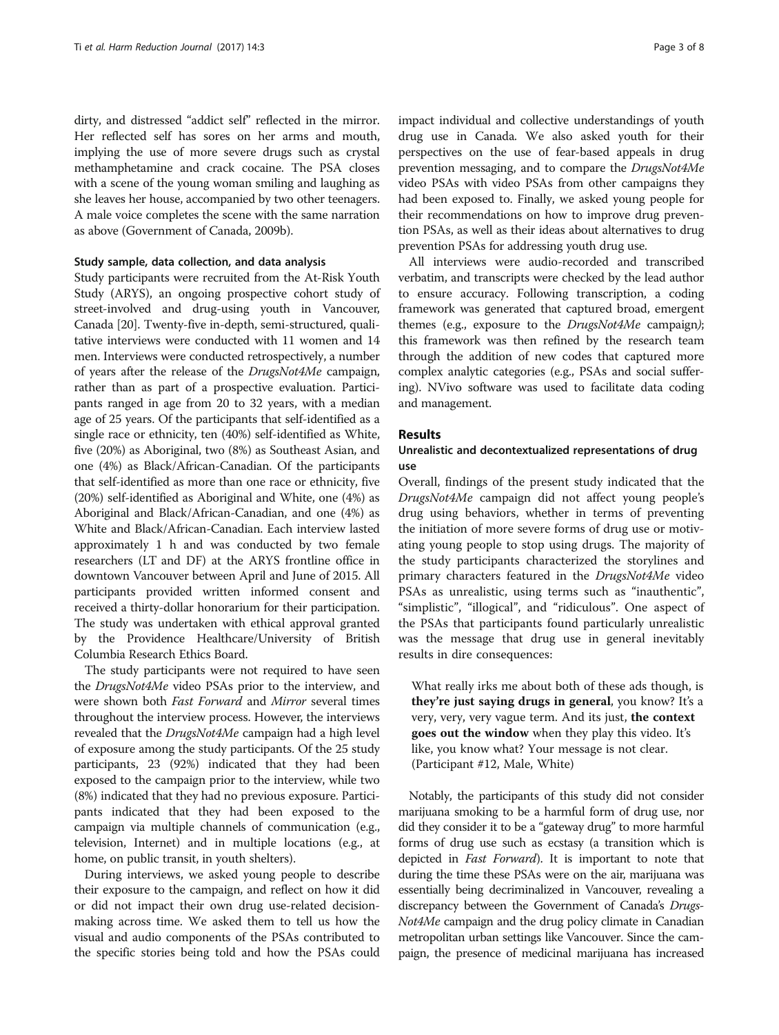dirty, and distressed "addict self" reflected in the mirror. Her reflected self has sores on her arms and mouth, implying the use of more severe drugs such as crystal methamphetamine and crack cocaine. The PSA closes with a scene of the young woman smiling and laughing as she leaves her house, accompanied by two other teenagers. A male voice completes the scene with the same narration as above (Government of Canada, 2009b).

#### Study sample, data collection, and data analysis

Study participants were recruited from the At-Risk Youth Study (ARYS), an ongoing prospective cohort study of street-involved and drug-using youth in Vancouver, Canada [20]. Twenty-five in-depth, semi-structured, qualitative interviews were conducted with 11 women and 14 men. Interviews were conducted retrospectively, a number of years after the release of the *DrugsNot4Me* campaign, rather than as part of a prospective evaluation. Participants ranged in age from 20 to 32 years, with a median age of 25 years. Of the participants that self-identified as a single race or ethnicity, ten (40%) self-identified as White, five (20%) as Aboriginal, two (8%) as Southeast Asian, and one (4%) as Black/African-Canadian. Of the participants that self-identified as more than one race or ethnicity, five (20%) self-identified as Aboriginal and White, one (4%) as Aboriginal and Black/African-Canadian, and one (4%) as White and Black/African-Canadian. Each interview lasted approximately 1 h and was conducted by two female researchers (LT and DF) at the ARYS frontline office in downtown Vancouver between April and June of 2015. All participants provided written informed consent and received a thirty-dollar honorarium for their participation. The study was undertaken with ethical approval granted by the Providence Healthcare/University of British Columbia Research Ethics Board.

The study participants were not required to have seen the *DrugsNot4Me* video PSAs prior to the interview, and were shown both *Fast Forward* and *Mirror* several times throughout the interview process. However, the interviews revealed that the *DrugsNot4Me* campaign had a high level of exposure among the study participants. Of the 25 study participants, 23 (92%) indicated that they had been exposed to the campaign prior to the interview, while two (8%) indicated that they had no previous exposure. Participants indicated that they had been exposed to the campaign via multiple channels of communication (e.g., television, Internet) and in multiple locations (e.g., at home, on public transit, in youth shelters).

During interviews, we asked young people to describe their exposure to the campaign, and reflect on how it did or did not impact their own drug use-related decision-making across time. We asked them to tell us how the visual and audio components of the PSAs contributed to the specific stories being told and how the PSAs could impact individual and collective understandings of youth drug use in Canada. We also asked youth for their perspectives on the use of fear-based appeals in drug prevention messaging, and to compare the *DrugsNot4Me* video PSAs with video PSAs from other campaigns they had been exposed to. Finally, we asked young people for their recommendations on how to improve drug prevention PSAs, as well as their ideas about alternatives to drug prevention PSAs for addressing youth drug use.

All interviews were audio-recorded and transcribed verbatim, and transcripts were checked by the lead author to ensure accuracy. Following transcription, a coding framework was generated that captured broad, emergent themes (e.g., exposure to the *DrugsNot4Me* campaign); this framework was then refined by the research team through the addition of new codes that captured more complex analytic categories (e.g., PSAs and social suffering). NVivo software was used to facilitate data coding and management.

## Results

### Unrealistic and decontextualized representations of drug use

Overall, findings of the present study indicated that the *DrugsNot4Me* campaign did not affect young people's drug using behaviors, whether in terms of preventing the initiation of more severe forms of drug use or motivating young people to stop using drugs. The majority of the study participants characterized the storylines and primary characters featured in the *DrugsNot4Me* video PSAs as unrealistic, using terms such as "inauthentic", "simplistic", "illogical", and "ridiculous". One aspect of the PSAs that participants found particularly unrealistic was the message that drug use in general inevitably results in dire consequences:

> What really irks me about both of these ads though, is **they're just saying drugs in general**, you know? It's a very, very, very vague term. And its just, **the context goes out the window** when they play this video. It's like, you know what? Your message is not clear. (Participant #12, Male, White)

Notably, the participants of this study did not consider marijuana smoking to be a harmful form of drug use, nor did they consider it to be a "gateway drug" to more harmful forms of drug use such as ecstasy (a transition which is depicted in *Fast Forward*). It is important to note that during the time these PSAs were on the air, marijuana was essentially being decriminalized in Vancouver, revealing a discrepancy between the Government of Canada's *DrugsNot4Me* campaign and the drug policy climate in Canadian metropolitan urban settings like Vancouver. Since the campaign, the presence of medicinal marijuana has increased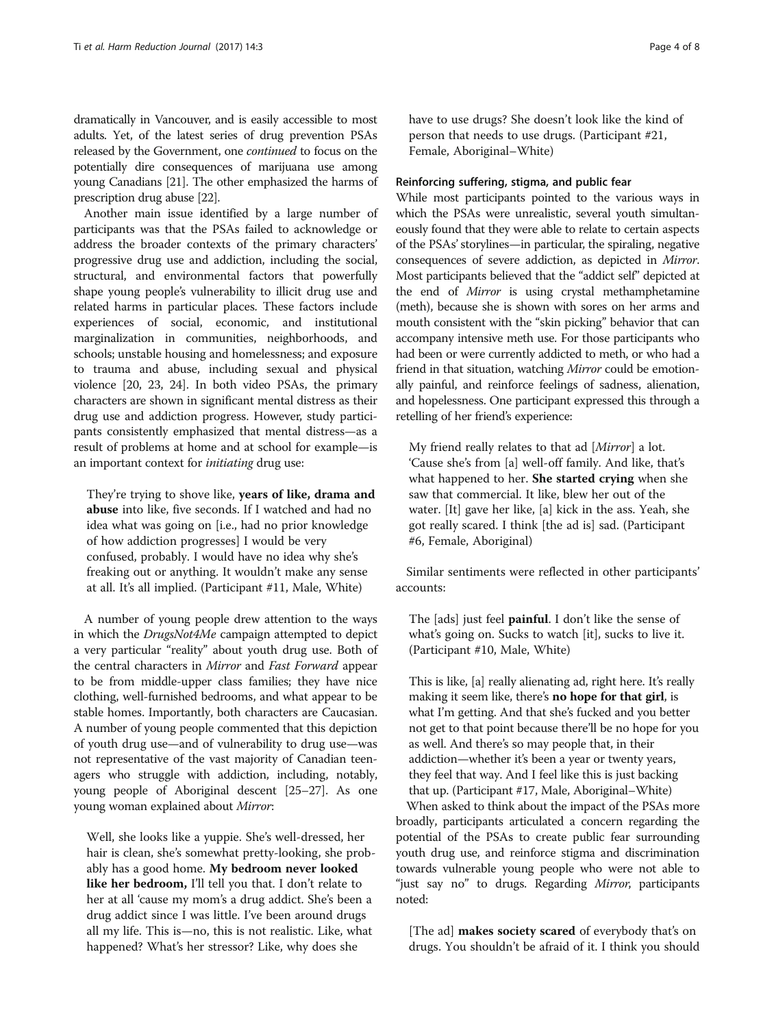dramatically in Vancouver, and is easily accessible to most adults. Yet, of the latest series of drug prevention PSAs released by the Government, one *continued* to focus on the potentially dire consequences of marijuana use among young Canadians [21]. The other emphasized the harms of prescription drug abuse [22].

Another main issue identified by a large number of participants was that the PSAs failed to acknowledge or address the broader contexts of the primary characters' progressive drug use and addiction, including the social, structural, and environmental factors that powerfully shape young people's vulnerability to illicit drug use and related harms in particular places. These factors include experiences of social, economic, and institutional marginalization in communities, neighborhoods, and schools; unstable housing and homelessness; and exposure to trauma and abuse, including sexual and physical violence [20, 23, 24]. In both video PSAs, the primary characters are shown in significant mental distress as their drug use and addiction progress. However, study participants consistently emphasized that mental distress—as a result of problems at home and at school for example—is an important context for *initiating* drug use:

> They're trying to shove like, **years of like, drama and abuse** into like, five seconds. If I watched and had no idea what was going on [i.e., had no prior knowledge of how addiction progresses] I would be very confused, probably. I would have no idea why she's freaking out or anything. It wouldn't make any sense at all. It's all implied. (Participant #11, Male, White)

A number of young people drew attention to the ways in which the *DrugsNot4Me* campaign attempted to depict a very particular "reality" about youth drug use. Both of the central characters in *Mirror* and *Fast Forward* appear to be from middle-upper class families; they have nice clothing, well-furnished bedrooms, and what appear to be stable homes. Importantly, both characters are Caucasian. A number of young people commented that this depiction of youth drug use—and of vulnerability to drug use—was not representative of the vast majority of Canadian teenagers who struggle with addiction, including, notably, young people of Aboriginal descent [25–27]. As one young woman explained about *Mirror*:

> Well, she looks like a yuppie. She's well-dressed, her hair is clean, she's somewhat pretty-looking, she probably has a good home. **My bedroom never looked like her bedroom,** I'll tell you that. I don't relate to her at all 'cause my mom's a drug addict. She's been a drug addict since I was little. I've been around drugs all my life. This is—no, this is not realistic. Like, what happened? What's her stressor? Like, why does she have to use drugs? She doesn't look like the kind of person that needs to use drugs. (Participant #21, Female, Aboriginal–White)

#### Reinforcing suffering, stigma, and public fear

While most participants pointed to the various ways in which the PSAs were unrealistic, several youth simultaneously found that they were able to relate to certain aspects of the PSAs' storylines—in particular, the spiraling, negative consequences of severe addiction, as depicted in *Mirror*. Most participants believed that the "addict self" depicted at the end of *Mirror* is using crystal methamphetamine (meth), because she is shown with sores on her arms and mouth consistent with the "skin picking" behavior that can accompany intensive meth use. For those participants who had been or were currently addicted to meth, or who had a friend in that situation, watching *Mirror* could be emotionally painful, and reinforce feelings of sadness, alienation, and hopelessness. One participant expressed this through a retelling of her friend's experience:

> My friend really relates to that ad [*Mirror*] a lot. 'Cause she's from [a] well-off family. And like, that's what happened to her. **She started crying** when she saw that commercial. It like, blew her out of the water. [It] gave her like, [a] kick in the ass. Yeah, she got really scared. I think [the ad is] sad. (Participant #6, Female, Aboriginal)

Similar sentiments were reflected in other participants' accounts:

> The [ads] just feel **painful**. I don't like the sense of what's going on. Sucks to watch [it], sucks to live it. (Participant #10, Male, White)

> This is like, [a] really alienating ad, right here. It's really making it seem like, there's **no hope for that girl**, is what I'm getting. And that she's fucked and you better not get to that point because there'll be no hope for you as well. And there's so may people that, in their addiction—whether it's been a year or twenty years, they feel that way. And I feel like this is just backing that up. (Participant #17, Male, Aboriginal–White)

When asked to think about the impact of the PSAs more broadly, participants articulated a concern regarding the potential of the PSAs to create public fear surrounding youth drug use, and reinforce stigma and discrimination towards vulnerable young people who were not able to "just say no" to drugs. Regarding *Mirror*, participants noted:

> [The ad] **makes society scared** of everybody that's on drugs. You shouldn't be afraid of it. I think you should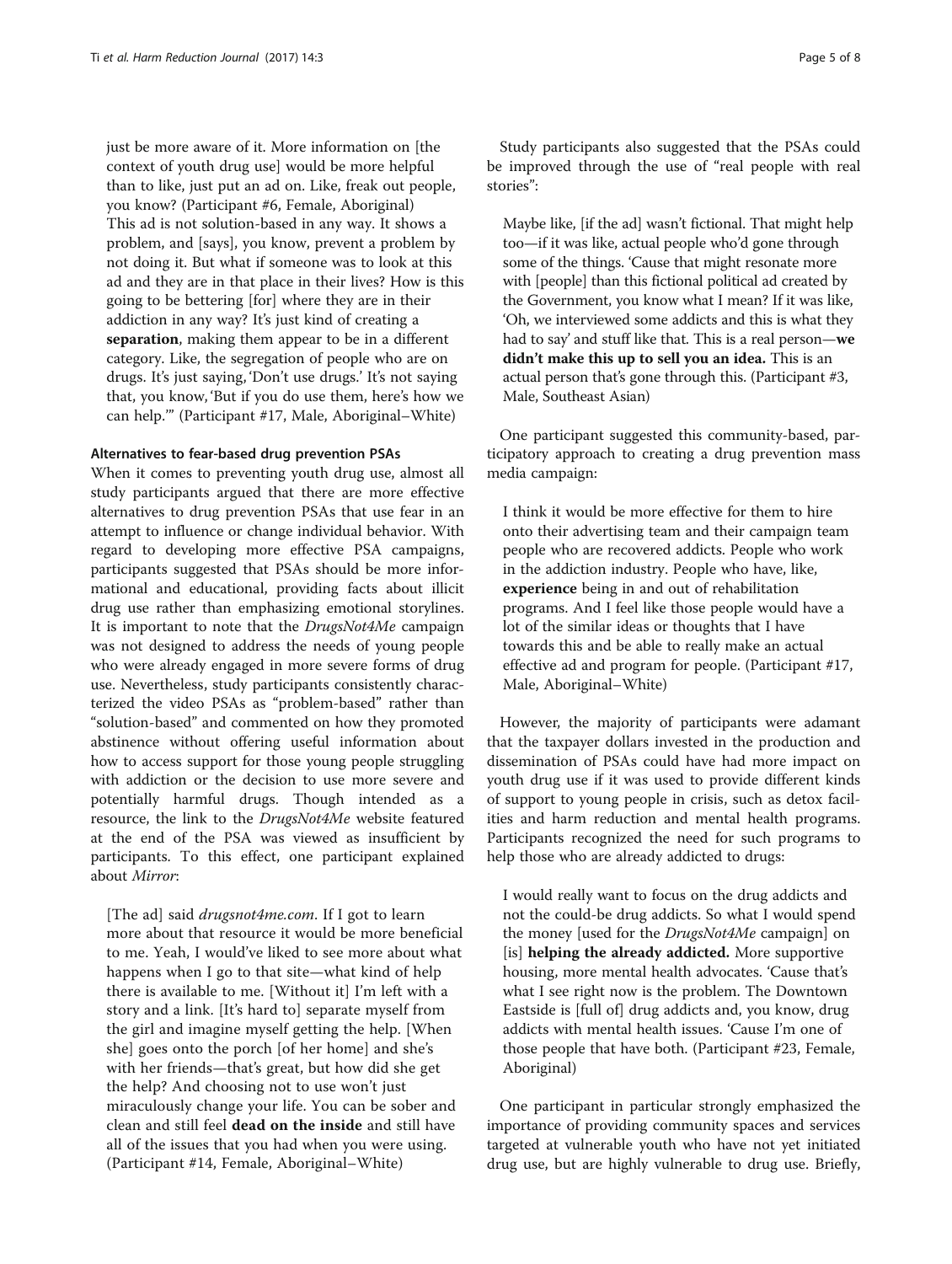just be more aware of it. More information on [the context of youth drug use] would be more helpful than to like, just put an ad on. Like, freak out people, you know? (Participant #6, Female, Aboriginal)

This ad is not solution-based in any way. It shows a problem, and [says], you know, prevent a problem by not doing it. But what if someone was to look at this ad and they are in that place in their lives? How is this going to be bettering [for] where they are in their addiction in any way? It's just kind of creating a **separation**, making them appear to be in a different category. Like, the segregation of people who are on drugs. It's just saying, 'Don't use drugs.' It's not saying that, you know, 'But if you do use them, here's how we can help.'" (Participant #17, Male, Aboriginal–White)

#### Alternatives to fear-based drug prevention PSAs

When it comes to preventing youth drug use, almost all study participants argued that there are more effective alternatives to drug prevention PSAs that use fear in an attempt to influence or change individual behavior. With regard to developing more effective PSA campaigns, participants suggested that PSAs should be more informational and educational, providing facts about illicit drug use rather than emphasizing emotional storylines. It is important to note that the *DrugsNot4Me* campaign was not designed to address the needs of young people who were already engaged in more severe forms of drug use. Nevertheless, study participants consistently characterized the video PSAs as "problem-based" rather than "solution-based" and commented on how they promoted abstinence without offering useful information about how to access support for those young people struggling with addiction or the decision to use more severe and potentially harmful drugs. Though intended as a resource, the link to the *DrugsNot4Me* website featured at the end of the PSA was viewed as insufficient by participants. To this effect, one participant explained about *Mirror*:

> [The ad] said *drugsnot4me.com*. If I got to learn more about that resource it would be more beneficial to me. Yeah, I would've liked to see more about what happens when I go to that site—what kind of help there is available to me. [Without it] I'm left with a story and a link. [It's hard to] separate myself from the girl and imagine myself getting the help. [When she] goes onto the porch [of her home] and she's with her friends—that's great, but how did she get the help? And choosing not to use won't just miraculously change your life. You can be sober and clean and still feel **dead on the inside** and still have all of the issues that you had when you were using. (Participant #14, Female, Aboriginal–White)

Study participants also suggested that the PSAs could be improved through the use of "real people with real stories":

> Maybe like, [if the ad] wasn't fictional. That might help too—if it was like, actual people who'd gone through some of the things. 'Cause that might resonate more with [people] than this fictional political ad created by the Government, you know what I mean? If it was like, 'Oh, we interviewed some addicts and this is what they had to say' and stuff like that. This is a real person—**we didn't make this up to sell you an idea.** This is an actual person that's gone through this. (Participant #3, Male, Southeast Asian)

One participant suggested this community-based, participatory approach to creating a drug prevention mass media campaign:

> I think it would be more effective for them to hire onto their advertising team and their campaign team people who are recovered addicts. People who work in the addiction industry. People who have, like, **experience** being in and out of rehabilitation programs. And I feel like those people would have a lot of the similar ideas or thoughts that I have towards this and be able to really make an actual effective ad and program for people. (Participant #17, Male, Aboriginal–White)

However, the majority of participants were adamant that the taxpayer dollars invested in the production and dissemination of PSAs could have had more impact on youth drug use if it was used to provide different kinds of support to young people in crisis, such as detox facilities and harm reduction and mental health programs. Participants recognized the need for such programs to help those who are already addicted to drugs:

> I would really want to focus on the drug addicts and not the could-be drug addicts. So what I would spend the money [used for the *DrugsNot4Me* campaign] on [is] **helping the already addicted.** More supportive housing, more mental health advocates. 'Cause that's what I see right now is the problem. The Downtown Eastside is [full of] drug addicts and, you know, drug addicts with mental health issues. 'Cause I'm one of those people that have both. (Participant #23, Female, Aboriginal)

One participant in particular strongly emphasized the importance of providing community spaces and services targeted at vulnerable youth who have not yet initiated drug use, but are highly vulnerable to drug use. Briefly,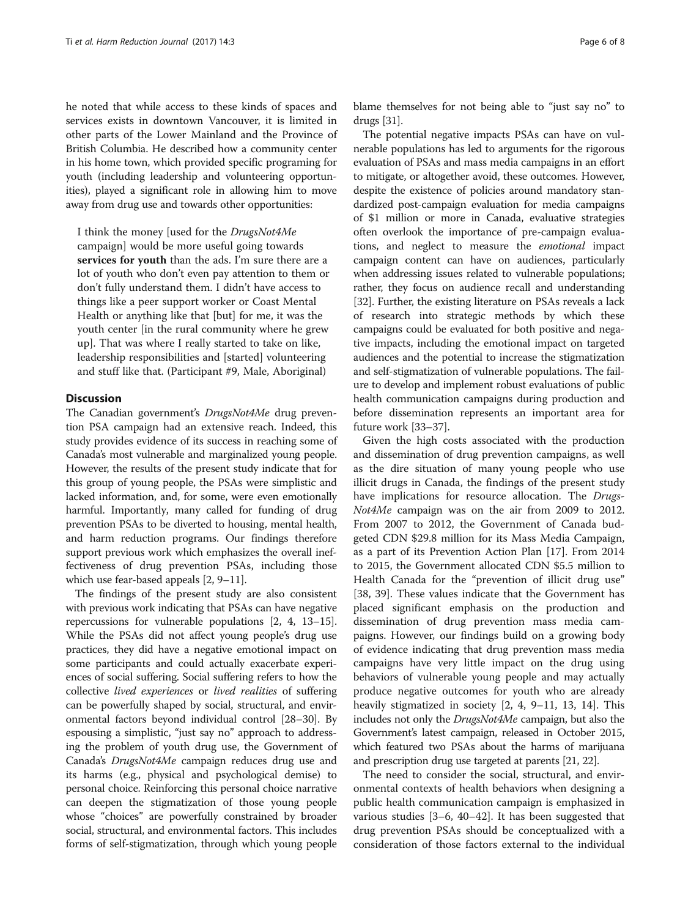he noted that while access to these kinds of spaces and services exists in downtown Vancouver, it is limited in other parts of the Lower Mainland and the Province of British Columbia. He described how a community center in his home town, which provided specific programing for youth (including leadership and volunteering opportunities), played a significant role in allowing him to move away from drug use and towards other opportunities:

> I think the money [used for the *DrugsNot4Me* campaign] would be more useful going towards **services for youth** than the ads. I'm sure there are a lot of youth who don't even pay attention to them or don't fully understand them. I didn't have access to things like a peer support worker or Coast Mental Health or anything like that [but] for me, it was the youth center [in the rural community where he grew up]. That was where I really started to take on like, leadership responsibilities and [started] volunteering and stuff like that. (Participant #9, Male, Aboriginal)

## Discussion

The Canadian government's *DrugsNot4Me* drug prevention PSA campaign had an extensive reach. Indeed, this study provides evidence of its success in reaching some of Canada's most vulnerable and marginalized young people. However, the results of the present study indicate that for this group of young people, the PSAs were simplistic and lacked information, and, for some, were even emotionally harmful. Importantly, many called for funding of drug prevention PSAs to be diverted to housing, mental health, and harm reduction programs. Our findings therefore support previous work which emphasizes the overall ineffectiveness of drug prevention PSAs, including those which use fear-based appeals [2, 9–11].

The findings of the present study are also consistent with previous work indicating that PSAs can have negative repercussions for vulnerable populations [2, 4, 13–15]. While the PSAs did not affect young people's drug use practices, they did have a negative emotional impact on some participants and could actually exacerbate experiences of social suffering. Social suffering refers to how the collective *lived experiences* or *lived realities* of suffering can be powerfully shaped by social, structural, and environmental factors beyond individual control [28–30]. By espousing a simplistic, "just say no" approach to addressing the problem of youth drug use, the Government of Canada's *DrugsNot4Me* campaign reduces drug use and its harms (e.g., physical and psychological demise) to personal choice. Reinforcing this personal choice narrative can deepen the stigmatization of those young people whose "choices" are powerfully constrained by broader social, structural, and environmental factors. This includes forms of self-stigmatization, through which young people blame themselves for not being able to "just say no" to drugs [31].

The potential negative impacts PSAs can have on vulnerable populations has led to arguments for the rigorous evaluation of PSAs and mass media campaigns in an effort to mitigate, or altogether avoid, these outcomes. However, despite the existence of policies around mandatory standardized post-campaign evaluation for media campaigns of $1 million or more in Canada, evaluative strategies often overlook the importance of pre-campaign evaluations, and neglect to measure the *emotional* impact campaign content can have on audiences, particularly when addressing issues related to vulnerable populations; rather, they focus on audience recall and understanding [32]. Further, the existing literature on PSAs reveals a lack of research into strategic methods by which these campaigns could be evaluated for both positive and negative impacts, including the emotional impact on targeted audiences and the potential to increase the stigmatization and self-stigmatization of vulnerable populations. The failure to develop and implement robust evaluations of public health communication campaigns during production and before dissemination represents an important area for future work [33–37].

Given the high costs associated with the production and dissemination of drug prevention campaigns, as well as the dire situation of many young people who use illicit drugs in Canada, the findings of the present study have implications for resource allocation. The *DrugsNot4Me* campaign was on the air from 2009 to 2012. From 2007 to 2012, the Government of Canada budgeted CDN $29.8 million for its Mass Media Campaign, as a part of its Prevention Action Plan [17]. From 2014 to 2015, the Government allocated CDN $5.5 million to Health Canada for the "prevention of illicit drug use" [38, 39]. These values indicate that the Government has placed significant emphasis on the production and dissemination of drug prevention mass media campaigns. However, our findings build on a growing body of evidence indicating that drug prevention mass media campaigns have very little impact on the drug using behaviors of vulnerable young people and may actually produce negative outcomes for youth who are already heavily stigmatized in society [2, 4, 9–11, 13, 14]. This includes not only the *DrugsNot4Me* campaign, but also the Government's latest campaign, released in October 2015, which featured two PSAs about the harms of marijuana and prescription drug use targeted at parents [21, 22].

The need to consider the social, structural, and environmental contexts of health behaviors when designing a public health communication campaign is emphasized in various studies [3–6, 40–42]. It has been suggested that drug prevention PSAs should be conceptualized with a consideration of those factors external to the individual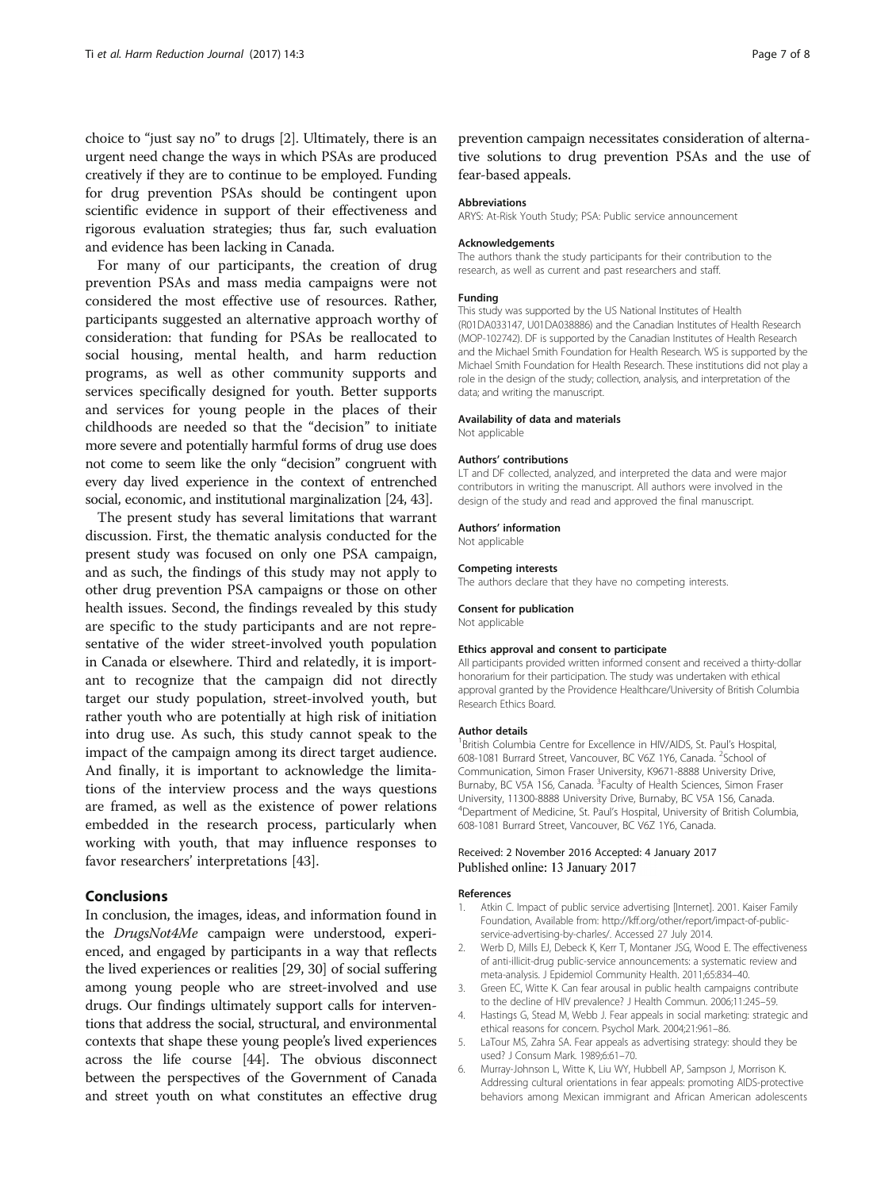choice to "just say no" to drugs [2]. Ultimately, there is an urgent need change the ways in which PSAs are produced creatively if they are to continue to be employed. Funding for drug prevention PSAs should be contingent upon scientific evidence in support of their effectiveness and rigorous evaluation strategies; thus far, such evaluation and evidence has been lacking in Canada.

For many of our participants, the creation of drug prevention PSAs and mass media campaigns were not considered the most effective use of resources. Rather, participants suggested an alternative approach worthy of consideration: that funding for PSAs be reallocated to social housing, mental health, and harm reduction programs, as well as other community supports and services specifically designed for youth. Better supports and services for young people in the places of their childhoods are needed so that the "decision" to initiate more severe and potentially harmful forms of drug use does not come to seem like the only "decision" congruent with every day lived experience in the context of entrenched social, economic, and institutional marginalization [24, 43].

The present study has several limitations that warrant discussion. First, the thematic analysis conducted for the present study was focused on only one PSA campaign, and as such, the findings of this study may not apply to other drug prevention PSA campaigns or those on other health issues. Second, the findings revealed by this study are specific to the study participants and are not representative of the wider street-involved youth population in Canada or elsewhere. Third and relatedly, it is important to recognize that the campaign did not directly target our study population, street-involved youth, but rather youth who are potentially at high risk of initiation into drug use. As such, this study cannot speak to the impact of the campaign among its direct target audience. And finally, it is important to acknowledge the limitations of the interview process and the ways questions are framed, as well as the existence of power relations embedded in the research process, particularly when working with youth, that may influence responses to favor researchers' interpretations [43].

## Conclusions

In conclusion, the images, ideas, and information found in the *DrugsNot4Me* campaign were understood, experienced, and engaged by participants in a way that reflects the lived experiences or realities [29, 30] of social suffering among young people who are street-involved and use drugs. Our findings ultimately support calls for interventions that address the social, structural, and environmental contexts that shape these young people's lived experiences across the life course [44]. The obvious disconnect between the perspectives of the Government of Canada and street youth on what constitutes an effective drug prevention campaign necessitates consideration of alternative solutions to drug prevention PSAs and the use of fear-based appeals.

#### Abbreviations

ARYS: At-Risk Youth Study; PSA: Public service announcement

#### Acknowledgements

The authors thank the study participants for their contribution to the research, as well as current and past researchers and staff.

#### Funding

This study was supported by the US National Institutes of Health (R01DA033147, U01DA038886) and the Canadian Institutes of Health Research (MOP-102742). DF is supported by the Canadian Institutes of Health Research and the Michael Smith Foundation for Health Research. WS is supported by the Michael Smith Foundation for Health Research. These institutions did not play a role in the design of the study; collection, analysis, and interpretation of the data; and writing the manuscript.

#### Availability of data and materials

Not applicable

#### Authors' contributions

LT and DF collected, analyzed, and interpreted the data and were major contributors in writing the manuscript. All authors were involved in the design of the study and read and approved the final manuscript.

#### Authors' information

Not applicable

#### Competing interests

The authors declare that they have no competing interests.

#### Consent for publication

Not applicable

#### Ethics approval and consent to participate

All participants provided written informed consent and received a thirty-dollar honorarium for their participation. The study was undertaken with ethical approval granted by the Providence Healthcare/University of British Columbia Research Ethics Board.

#### Author details

[1]British Columbia Centre for Excellence in HIV/AIDS, St. Paul's Hospital, 608-1081 Burrard Street, Vancouver, BC V6Z 1Y6, Canada. [2]School of Communication, Simon Fraser University, K9671-8888 University Drive, Burnaby, BC V5A 1S6, Canada. [3]Faculty of Health Sciences, Simon Fraser University, 11300-8888 University Drive, Burnaby, BC V5A 1S6, Canada. [4]Department of Medicine, St. Paul's Hospital, University of British Columbia, 608-1081 Burrard Street, Vancouver, BC V6Z 1Y6, Canada.

Received: 2 November 2016 Accepted: 4 January 2017
Published online: 13 January 2017

#### References

1. Atkin C. Impact of public service advertising [Internet]. 2001. Kaiser Family Foundation, Available from: http://kff.org/other/report/impact-of-public-service-advertising-by-charles/. Accessed 27 July 2014.
2. Werb D, Mills EJ, Debeck K, Kerr T, Montaner JSG, Wood E. The effectiveness of anti-illicit-drug public-service announcements: a systematic review and meta-analysis. J Epidemiol Community Health. 2011;65:834–40.
3. Green EC, Witte K. Can fear arousal in public health campaigns contribute to the decline of HIV prevalence? J Health Commun. 2006;11:245–59.
4. Hastings G, Stead M, Webb J. Fear appeals in social marketing: strategic and ethical reasons for concern. Psychol Mark. 2004;21:961–86.
5. LaTour MS, Zahra SA. Fear appeals as advertising strategy: should they be used? J Consum Mark. 1989;6:61–70.
6. Murray-Johnson L, Witte K, Liu WY, Hubbell AP, Sampson J, Morrison K. Addressing cultural orientations in fear appeals: promoting AIDS-protective behaviors among Mexican immigrant and African American adolescents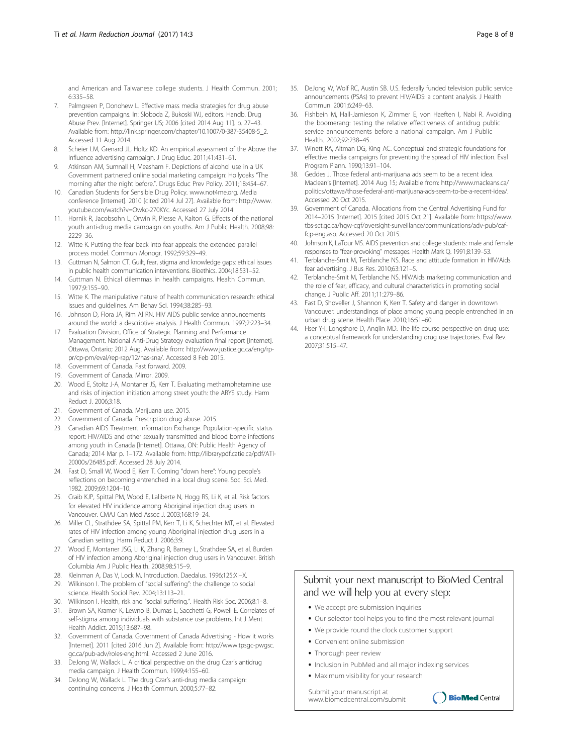and American and Taiwanese college students. J Health Commun. 2001; 6:335–58.

7. Palmgreen P, Donohew L. Effective mass media strategies for drug abuse prevention campaigns. In: Sloboda Z, Bukoski WJ, editors. Handb. Drug Abuse Prev. [Internet]. Springer US; 2006 [cited 2014 Aug 11]. p. 27–43. Available from: http://link.springer.com/chapter/10.1007/0-387-35408-5_2. Accessed 11 Aug 2014.
8. Scheier LM, Grenard JL, Holtz KD. An empirical assessment of the Above the Influence advertising campaign. J Drug Educ. 2011;41:431–61.
9. Atkinson AM, Sumnall H, Measham F. Depictions of alcohol use in a UK Government partnered online social marketing campaign: Hollyoaks "The morning after the night before.". Drugs Educ Prev Policy. 2011;18:454–67.
10. Canadian Students for Sensible Drug Policy. www.not4me.org. Media conference [Internet]. 2010 [cited 2014 Jul 27]. Available from: http://www.youtube.com/watch?v=Owkc-270KYc. Accessed 27 July 2014.
11. Hornik R, Jacobsohn L, Orwin R, Piesse A, Kalton G. Effects of the national youth anti-drug media campaign on youths. Am J Public Health. 2008;98:2229–36.
12. Witte K. Putting the fear back into fear appeals: the extended parallel process model. Commun Monogr. 1992;59:329–49.
13. Guttman N, Salmon CT. Guilt, fear, stigma and knowledge gaps: ethical issues in public health communication interventions. Bioethics. 2004;18:531–52.
14. Guttman N. Ethical dilemmas in health campaigns. Health Commun. 1997;9:155–90.
15. Witte K. The manipulative nature of health communication research: ethical issues and guidelines. Am Behav Sci. 1994;38:285–93.
16. Johnson D, Flora JA, Rim AI RN. HIV AIDS public service announcements around the world: a descriptive analysis. J Health Commun. 1997;2:223–34.
17. Evaluation Division, Office of Strategic Planning and Performance Management. National Anti-Drug Strategy evaluation final report [Internet]. Ottawa, Ontario; 2012 Aug. Available from: http://www.justice.gc.ca/eng/rp-pr/cp-pm/eval/rep-rap/12/nas-sna/. Accessed 8 Feb 2015.
18. Government of Canada. Fast forward. 2009.
19. Government of Canada. Mirror. 2009.
20. Wood E, Stoltz J-A, Montaner JS, Kerr T. Evaluating methamphetamine use and risks of injection initiation among street youth: the ARYS study. Harm Reduct J. 2006;3:18.
21. Government of Canada. Marijuana use. 2015.
22. Government of Canada. Prescription drug abuse. 2015.
23. Canadian AIDS Treatment Information Exchange. Population-specific status report: HIV/AIDS and other sexually transmitted and blood borne infections among youth in Canada [Internet]. Ottawa, ON: Public Health Agency of Canada; 2014 Mar p. 1–172. Available from: http://librarypdf.catie.ca/pdf/ATI-20000s/26485.pdf. Accessed 28 July 2014.
24. Fast D, Small W, Wood E, Kerr T. Coming "down here": Young people's reflections on becoming entrenched in a local drug scene. Soc. Sci. Med. 1982. 2009;69:1204–10.
25. Craib KJP, Spittal PM, Wood E, Laliberte N, Hogg RS, Li K, et al. Risk factors for elevated HIV incidence among Aboriginal injection drug users in Vancouver. CMAJ Can Med Assoc J. 2003;168:19–24.
26. Miller CL, Strathdee SA, Spittal PM, Kerr T, Li K, Schechter MT, et al. Elevated rates of HIV infection among young Aboriginal injection drug users in a Canadian setting. Harm Reduct J. 2006;3:9.
27. Wood E, Montaner JSG, Li K, Zhang R, Barney L, Strathdee SA, et al. Burden of HIV infection among Aboriginal injection drug users in Vancouver. British Columbia Am J Public Health. 2008;98:515–9.
28. Kleinman A, Das V, Lock M. Introduction. Daedalus. 1996;125:XI–X.
29. Wilkinson I. The problem of "social suffering": the challenge to social science. Health Sociol Rev. 2004;13:113–21.
30. Wilkinson I. Health, risk and "social suffering.". Health Risk Soc. 2006;8:1–8.
31. Brown SA, Kramer K, Lewno B, Dumas L, Sacchetti G, Powell E. Correlates of self-stigma among individuals with substance use problems. Int J Ment Health Addict. 2015;13:687–98.
32. Government of Canada. Government of Canada Advertising - How it works [Internet]. 2011 [cited 2016 Jun 2]. Available from: http://www.tpsgc-pwgsc.gc.ca/pub-adv/roles-eng.html. Accessed 2 June 2016.
33. DeJong W, Wallack L. A critical perspective on the drug Czar's antidrug media campaign. J Health Commun. 1999;4:155–60.
34. DeJong W, Wallack L. The drug Czar's anti-drug media campaign: continuing concerns. J Health Commun. 2000;5:77–82.
35. DeJong W, Wolf RC, Austin SB. U.S. federally funded television public service announcements (PSAs) to prevent HIV/AIDS: a content analysis. J Health Commun. 2001;6:249–63.
36. Fishbein M, Hall-Jamieson K, Zimmer E, von Haeften I, Nabi R. Avoiding the boomerang: testing the relative effectiveness of antidrug public service announcements before a national campaign. Am J Public Health. 2002;92:238–45.
37. Winett RA, Altman DG, King AC. Conceptual and strategic foundations for effective media campaigns for preventing the spread of HIV infection. Eval Program Plann. 1990;13:91–104.
38. Geddes J. Those federal anti-marijuana ads seem to be a recent idea. Maclean's [Internet]. 2014 Aug 15; Available from: http://www.macleans.ca/politics/ottawa/those-federal-anti-marijuana-ads-seem-to-be-a-recent-idea/. Accessed 20 Oct 2015.
39. Government of Canada. Allocations from the Central Advertising Fund for 2014–2015 [Internet]. 2015 [cited 2015 Oct 21]. Available from: https://www.tbs-sct.gc.ca/hgw-cgf/oversight-surveillance/communications/adv-pub/caf-fcp-eng.asp. Accessed 20 Oct 2015.
40. Johnson K, LaTour MS. AIDS prevention and college students: male and female responses to "fear-provoking" messages. Health Mark Q. 1991;8:139–53.
41. Terblanche-Smit M, Terblanche NS. Race and attitude formation in HIV/Aids fear advertising. J Bus Res. 2010;63:121–5.
42. Terblanche-Smit M, Terblanche NS. HIV/Aids marketing communication and the role of fear, efficacy, and cultural characteristics in promoting social change. J Public Aff. 2011;11:279–86.
43. Fast D, Shoveller J, Shannon K, Kerr T. Safety and danger in downtown Vancouver: understandings of place among young people entrenched in an urban drug scene. Health Place. 2010;16:51–60.
44. Hser Y-I, Longshore D, Anglin MD. The life course perspective on drug use: a conceptual framework for understanding drug use trajectories. Eval Rev. 2007;31:515–47.

## Submit your next manuscript to BioMed Central and we will help you at every step:

- We accept pre-submission inquiries
- Our selector tool helps you to find the most relevant journal
- We provide round the clock customer support
- Convenient online submission
- Thorough peer review
- Inclusion in PubMed and all major indexing services
- Maximum visibility for your research

Submit your manuscript at
www.biomedcentral.com/submit

BioMed Central